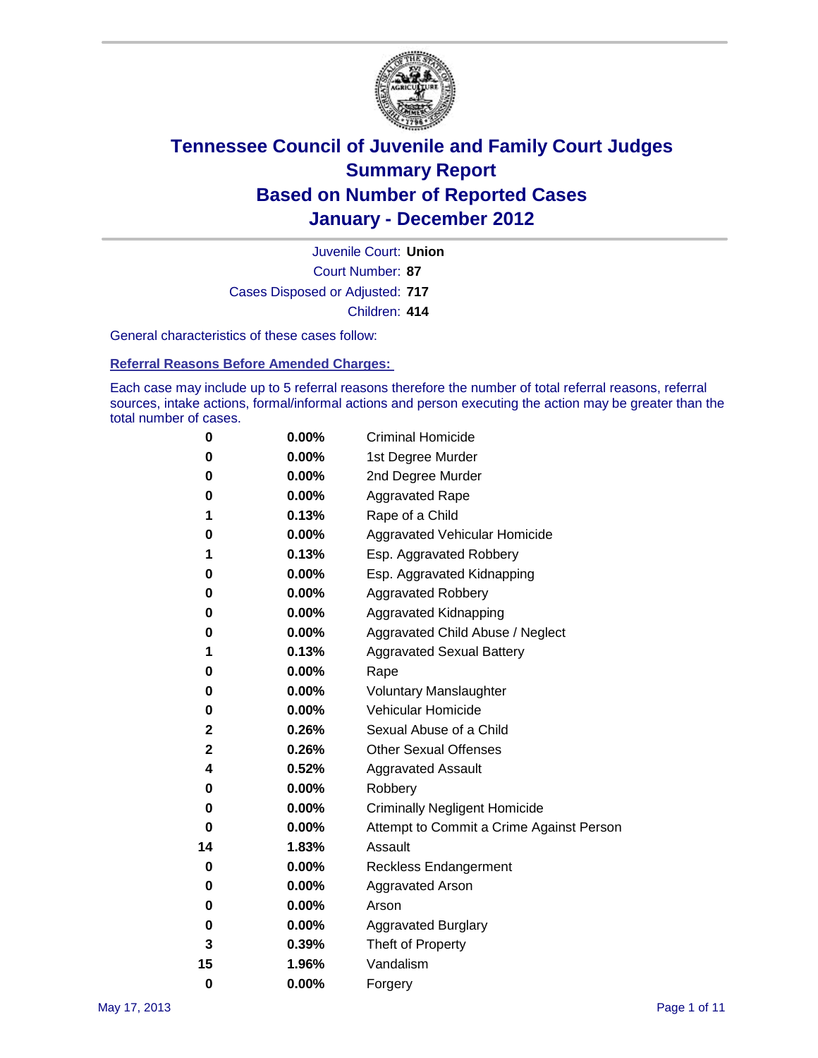# Tennessee Council of Juvenile and Family Court Judges
## Summary Report
## Based on Number of Reported Cases
## January - December 2012

Juvenile Court: **Union**

Court Number: **87**

Cases Disposed or Adjusted: **717**

Children: **414**

General characteristics of these cases follow:

### Referral Reasons Before Amended Charges:

Each case may include up to 5 referral reasons therefore the number of total referral reasons, referral sources, intake actions, formal/informal actions and person executing the action may be greater than the total number of cases.

| | | |
|---|---|---|
| 0 | 0.00% | Criminal Homicide |
| 0 | 0.00% | 1st Degree Murder |
| 0 | 0.00% | 2nd Degree Murder |
| 0 | 0.00% | Aggravated Rape |
| 1 | 0.13% | Rape of a Child |
| 0 | 0.00% | Aggravated Vehicular Homicide |
| 1 | 0.13% | Esp. Aggravated Robbery |
| 0 | 0.00% | Esp. Aggravated Kidnapping |
| 0 | 0.00% | Aggravated Robbery |
| 0 | 0.00% | Aggravated Kidnapping |
| 0 | 0.00% | Aggravated Child Abuse / Neglect |
| 1 | 0.13% | Aggravated Sexual Battery |
| 0 | 0.00% | Rape |
| 0 | 0.00% | Voluntary Manslaughter |
| 0 | 0.00% | Vehicular Homicide |
| 2 | 0.26% | Sexual Abuse of a Child |
| 2 | 0.26% | Other Sexual Offenses |
| 4 | 0.52% | Aggravated Assault |
| 0 | 0.00% | Robbery |
| 0 | 0.00% | Criminally Negligent Homicide |
| 0 | 0.00% | Attempt to Commit a Crime Against Person |
| 14 | 1.83% | Assault |
| 0 | 0.00% | Reckless Endangerment |
| 0 | 0.00% | Aggravated Arson |
| 0 | 0.00% | Arson |
| 0 | 0.00% | Aggravated Burglary |
| 3 | 0.39% | Theft of Property |
| 15 | 1.96% | Vandalism |
| 0 | 0.00% | Forgery |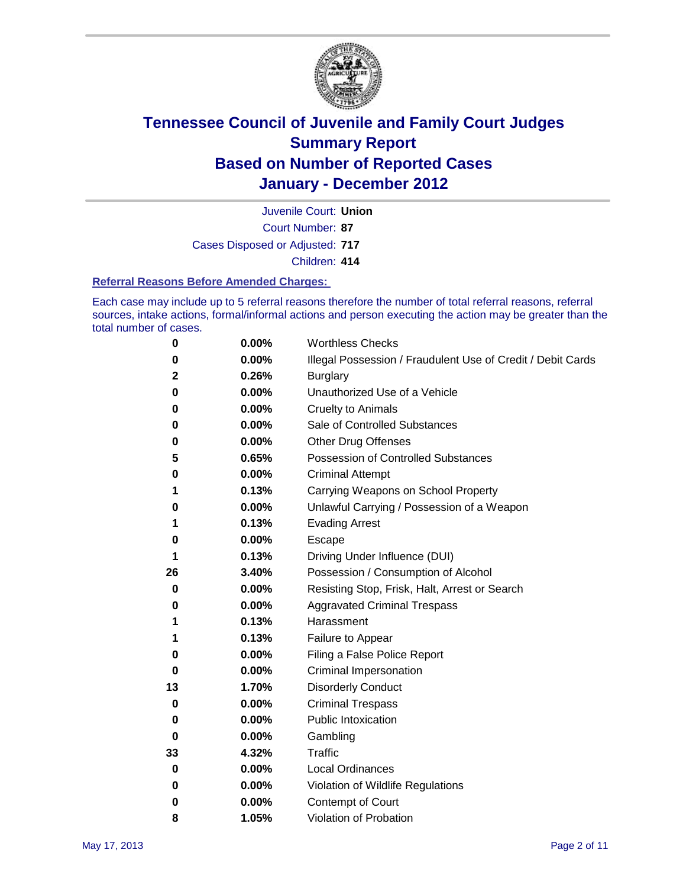# Tennessee Council of Juvenile and Family Court Judges
## Summary Report
## Based on Number of Reported Cases
## January - December 2012

Juvenile Court: **Union**

Court Number: **87**

Cases Disposed or Adjusted: **717**

Children: **414**

### Referral Reasons Before Amended Charges:

Each case may include up to 5 referral reasons therefore the number of total referral reasons, referral sources, intake actions, formal/informal actions and person executing the action may be greater than the total number of cases.

| Count | Percent | Referral Reason |
|---|---|---|
| 0 | 0.00% | Worthless Checks |
| 0 | 0.00% | Illegal Possession / Fraudulent Use of Credit / Debit Cards |
| 2 | 0.26% | Burglary |
| 0 | 0.00% | Unauthorized Use of a Vehicle |
| 0 | 0.00% | Cruelty to Animals |
| 0 | 0.00% | Sale of Controlled Substances |
| 0 | 0.00% | Other Drug Offenses |
| 5 | 0.65% | Possession of Controlled Substances |
| 0 | 0.00% | Criminal Attempt |
| 1 | 0.13% | Carrying Weapons on School Property |
| 0 | 0.00% | Unlawful Carrying / Possession of a Weapon |
| 1 | 0.13% | Evading Arrest |
| 0 | 0.00% | Escape |
| 1 | 0.13% | Driving Under Influence (DUI) |
| 26 | 3.40% | Possession / Consumption of Alcohol |
| 0 | 0.00% | Resisting Stop, Frisk, Halt, Arrest or Search |
| 0 | 0.00% | Aggravated Criminal Trespass |
| 1 | 0.13% | Harassment |
| 1 | 0.13% | Failure to Appear |
| 0 | 0.00% | Filing a False Police Report |
| 0 | 0.00% | Criminal Impersonation |
| 13 | 1.70% | Disorderly Conduct |
| 0 | 0.00% | Criminal Trespass |
| 0 | 0.00% | Public Intoxication |
| 0 | 0.00% | Gambling |
| 33 | 4.32% | Traffic |
| 0 | 0.00% | Local Ordinances |
| 0 | 0.00% | Violation of Wildlife Regulations |
| 0 | 0.00% | Contempt of Court |
| 8 | 1.05% | Violation of Probation |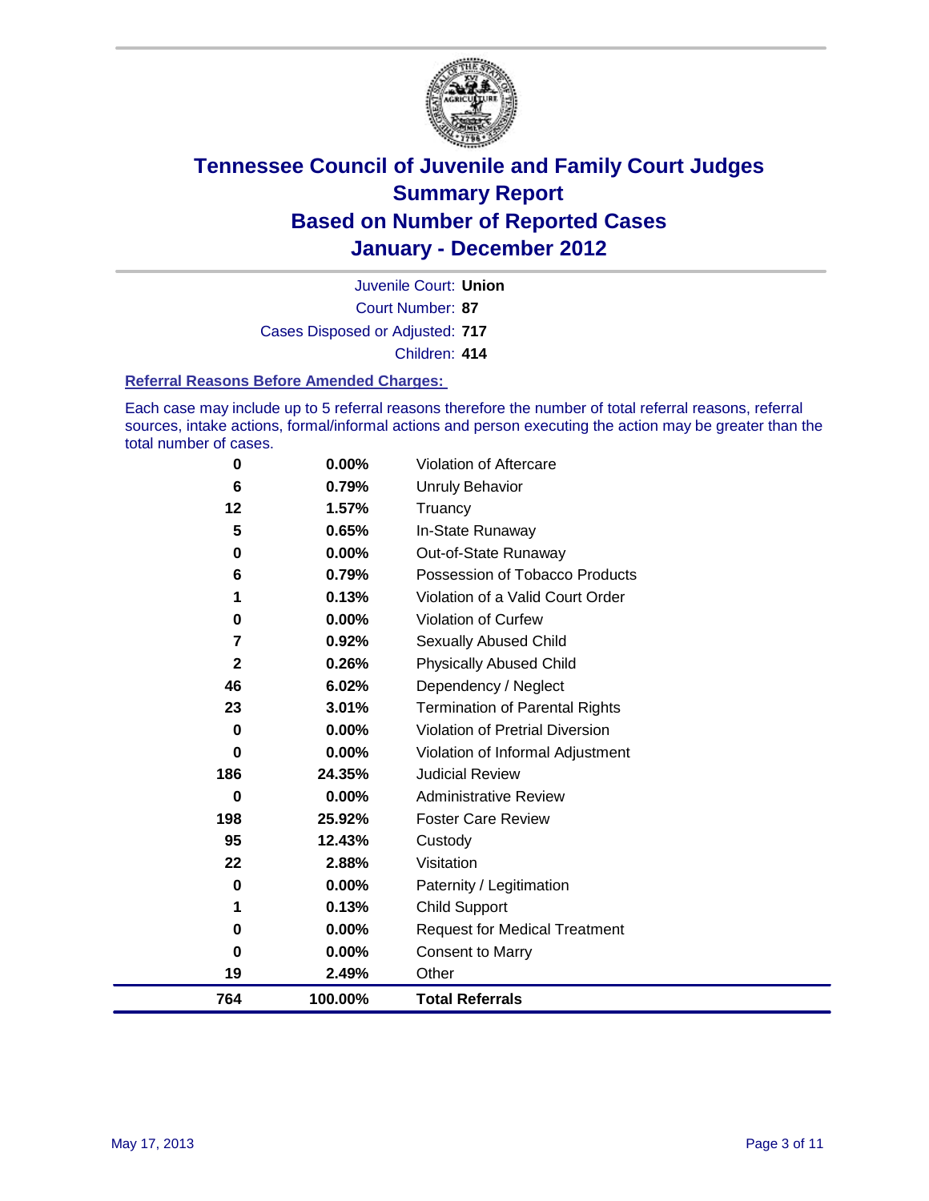# Tennessee Council of Juvenile and Family Court Judges
# Summary Report
# Based on Number of Reported Cases
# January - December 2012

Juvenile Court: **Union**

Court Number: **87**

Cases Disposed or Adjusted: **717**

Children: **414**

### Referral Reasons Before Amended Charges:

Each case may include up to 5 referral reasons therefore the number of total referral reasons, referral sources, intake actions, formal/informal actions and person executing the action may be greater than the total number of cases.

| | | |
|---|---|---|
| 0 | 0.00% | Violation of Aftercare |
| 6 | 0.79% | Unruly Behavior |
| 12 | 1.57% | Truancy |
| 5 | 0.65% | In-State Runaway |
| 0 | 0.00% | Out-of-State Runaway |
| 6 | 0.79% | Possession of Tobacco Products |
| 1 | 0.13% | Violation of a Valid Court Order |
| 0 | 0.00% | Violation of Curfew |
| 7 | 0.92% | Sexually Abused Child |
| 2 | 0.26% | Physically Abused Child |
| 46 | 6.02% | Dependency / Neglect |
| 23 | 3.01% | Termination of Parental Rights |
| 0 | 0.00% | Violation of Pretrial Diversion |
| 0 | 0.00% | Violation of Informal Adjustment |
| 186 | 24.35% | Judicial Review |
| 0 | 0.00% | Administrative Review |
| 198 | 25.92% | Foster Care Review |
| 95 | 12.43% | Custody |
| 22 | 2.88% | Visitation |
| 0 | 0.00% | Paternity / Legitimation |
| 1 | 0.13% | Child Support |
| 0 | 0.00% | Request for Medical Treatment |
| 0 | 0.00% | Consent to Marry |
| 19 | 2.49% | Other |
| **764** | **100.00%** | **Total Referrals** |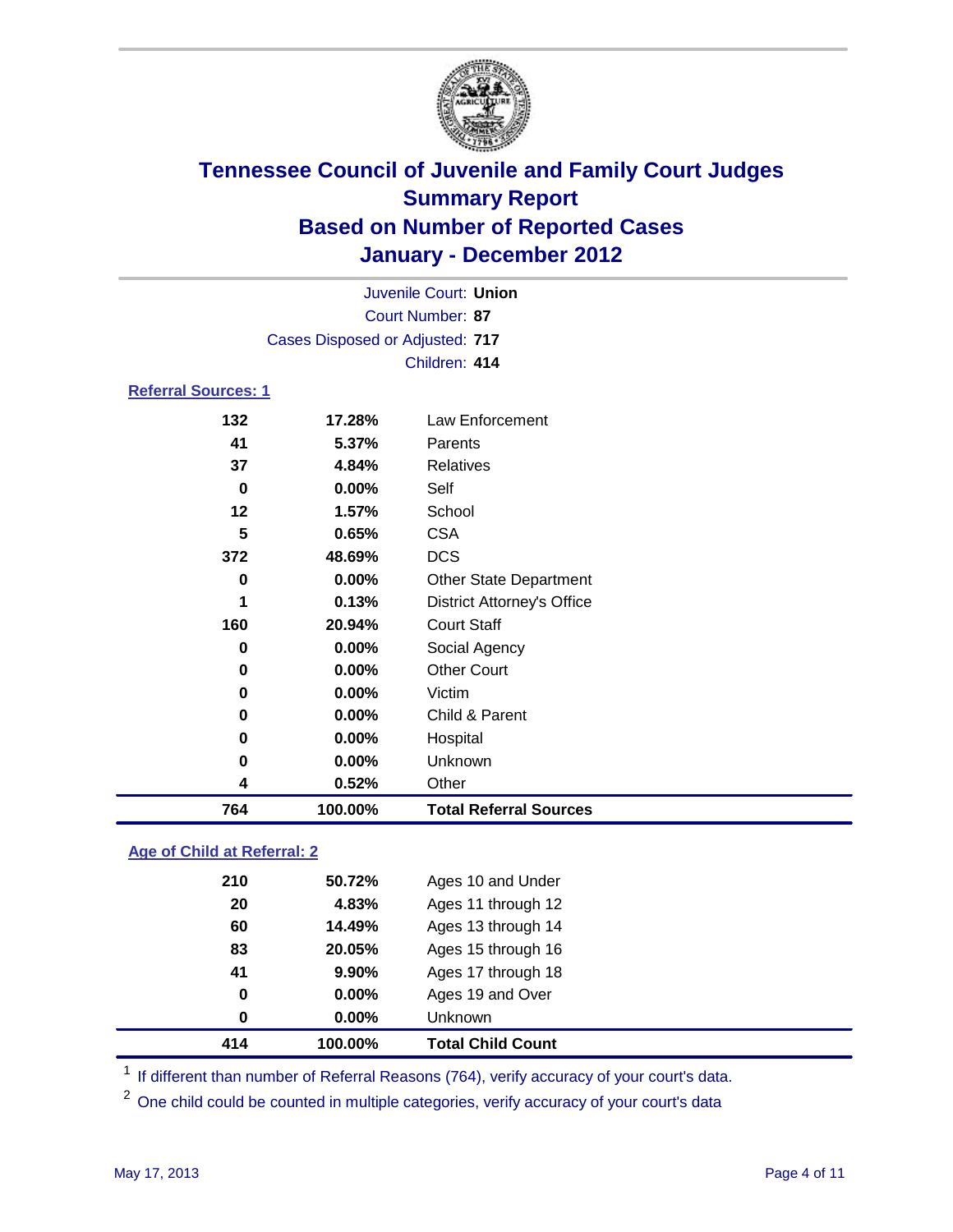# Tennessee Council of Juvenile and Family Court Judges
## Summary Report
## Based on Number of Reported Cases
## January - December 2012

Juvenile Court: **Union**
Court Number: **87**
Cases Disposed or Adjusted: **717**
Children: **414**

### Referral Sources: 1

| | | |
|---|---|---|
| 132 | 17.28% | Law Enforcement |
| 41 | 5.37% | Parents |
| 37 | 4.84% | Relatives |
| 0 | 0.00% | Self |
| 12 | 1.57% | School |
| 5 | 0.65% | CSA |
| 372 | 48.69% | DCS |
| 0 | 0.00% | Other State Department |
| 1 | 0.13% | District Attorney's Office |
| 160 | 20.94% | Court Staff |
| 0 | 0.00% | Social Agency |
| 0 | 0.00% | Other Court |
| 0 | 0.00% | Victim |
| 0 | 0.00% | Child & Parent |
| 0 | 0.00% | Hospital |
| 0 | 0.00% | Unknown |
| 4 | 0.52% | Other |
| **764** | **100.00%** | **Total Referral Sources** |

### Age of Child at Referral: 2

| | | |
|---|---|---|
| 210 | 50.72% | Ages 10 and Under |
| 20 | 4.83% | Ages 11 through 12 |
| 60 | 14.49% | Ages 13 through 14 |
| 83 | 20.05% | Ages 15 through 16 |
| 41 | 9.90% | Ages 17 through 18 |
| 0 | 0.00% | Ages 19 and Over |
| 0 | 0.00% | Unknown |
| **414** | **100.00%** | **Total Child Count** |

[1] If different than number of Referral Reasons (764), verify accuracy of your court's data.

[2] One child could be counted in multiple categories, verify accuracy of your court's data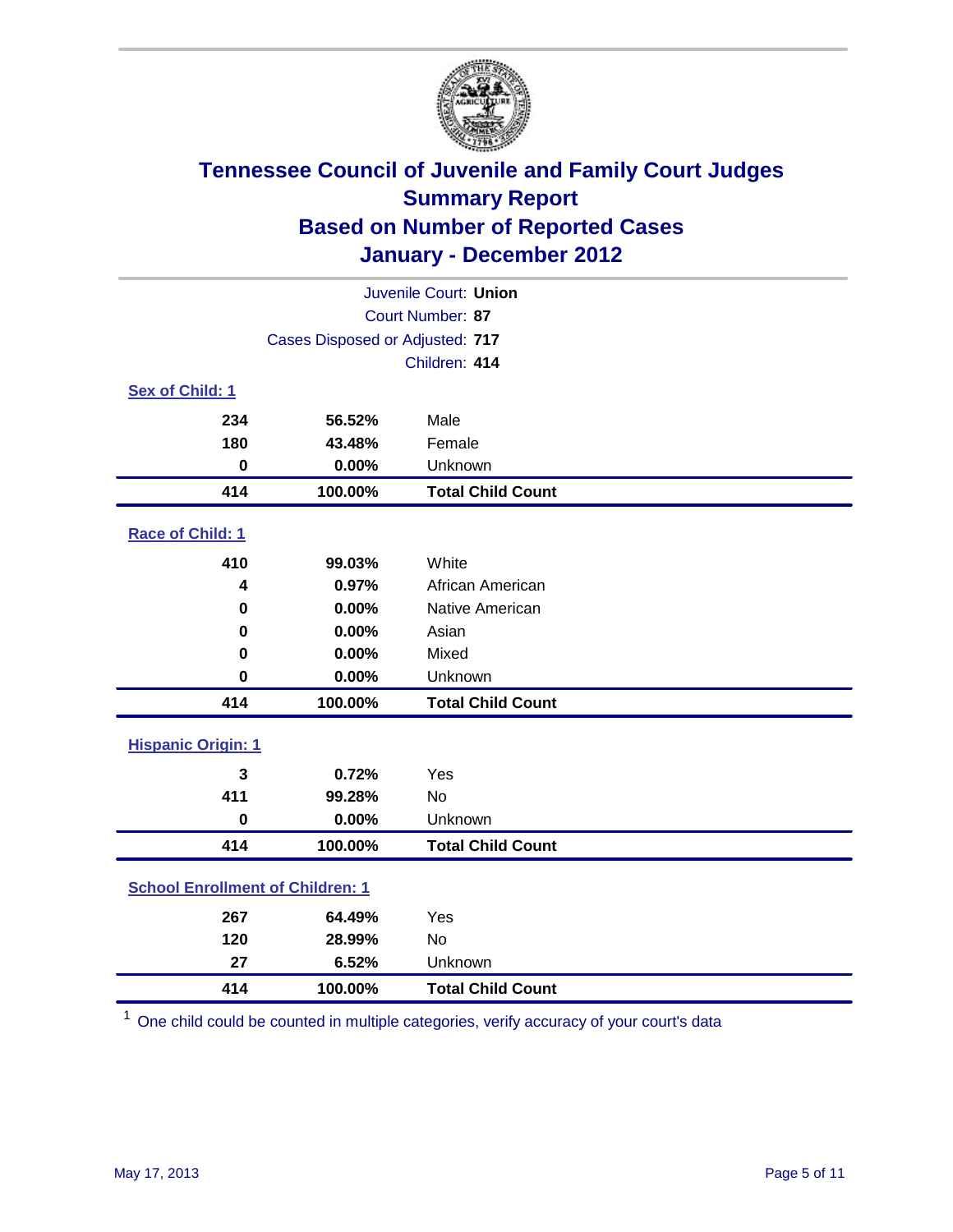# Tennessee Council of Juvenile and Family Court Judges
## Summary Report
## Based on Number of Reported Cases
## January - December 2012

Juvenile Court: **Union**
Court Number: **87**
Cases Disposed or Adjusted: **717**
Children: **414**

### Sex of Child: [1]

| | | |
|---|---|---|
| 234 | 56.52% | Male |
| 180 | 43.48% | Female |
| 0 | 0.00% | Unknown |
| **414** | **100.00%** | **Total Child Count** |

### Race of Child: [1]

| | | |
|---|---|---|
| 410 | 99.03% | White |
| 4 | 0.97% | African American |
| 0 | 0.00% | Native American |
| 0 | 0.00% | Asian |
| 0 | 0.00% | Mixed |
| 0 | 0.00% | Unknown |
| **414** | **100.00%** | **Total Child Count** |

### Hispanic Origin: [1]

| | | |
|---|---|---|
| 3 | 0.72% | Yes |
| 411 | 99.28% | No |
| 0 | 0.00% | Unknown |
| **414** | **100.00%** | **Total Child Count** |

### School Enrollment of Children: [1]

| | | |
|---|---|---|
| 267 | 64.49% | Yes |
| 120 | 28.99% | No |
| 27 | 6.52% | Unknown |
| **414** | **100.00%** | **Total Child Count** |

[1] One child could be counted in multiple categories, verify accuracy of your court's data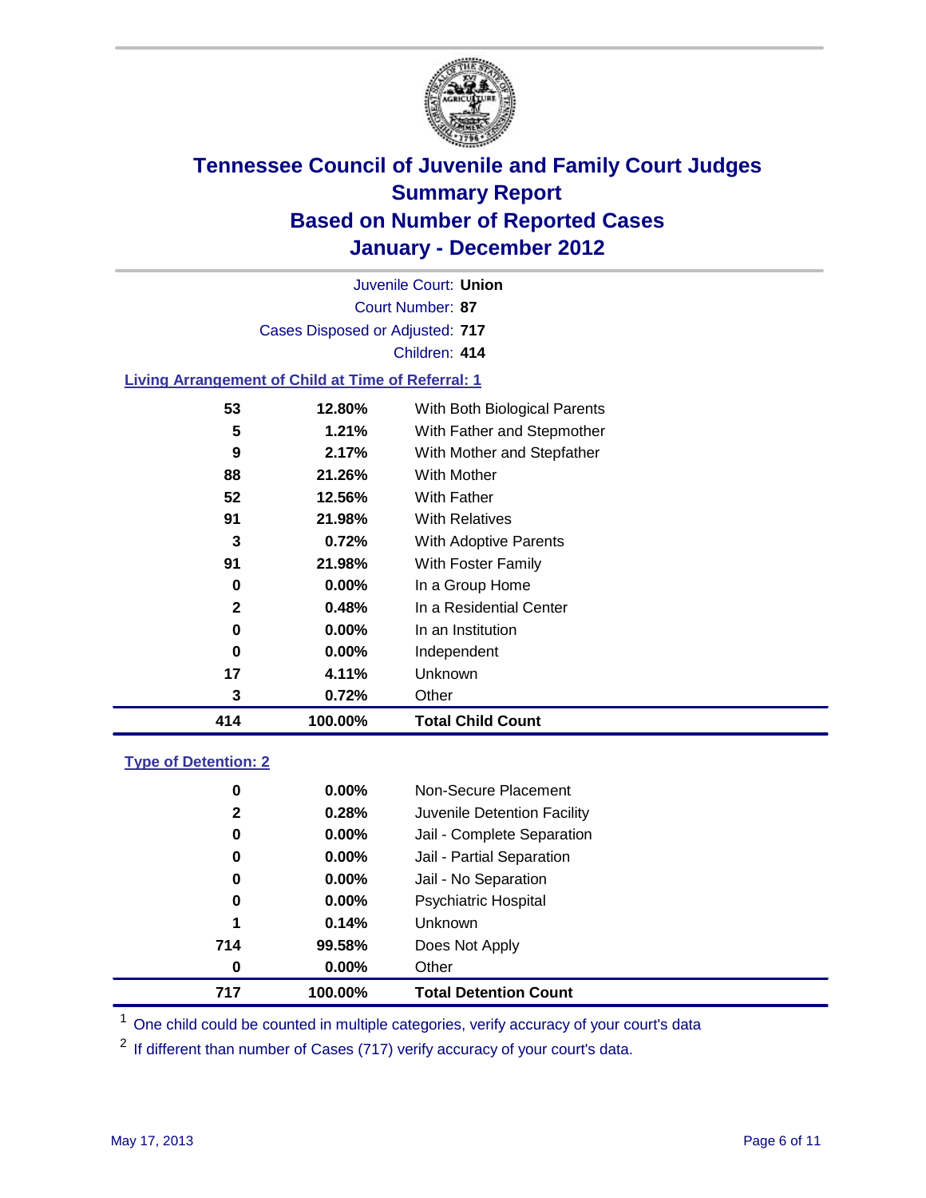# Tennessee Council of Juvenile and Family Court Judges
# Summary Report
# Based on Number of Reported Cases
# January - December 2012

Juvenile Court: **Union**
Court Number: **87**
Cases Disposed or Adjusted: **717**
Children: **414**

### Living Arrangement of Child at Time of Referral: 1

| | | |
|---|---|---|
| 53 | 12.80% | With Both Biological Parents |
| 5 | 1.21% | With Father and Stepmother |
| 9 | 2.17% | With Mother and Stepfather |
| 88 | 21.26% | With Mother |
| 52 | 12.56% | With Father |
| 91 | 21.98% | With Relatives |
| 3 | 0.72% | With Adoptive Parents |
| 91 | 21.98% | With Foster Family |
| 0 | 0.00% | In a Group Home |
| 2 | 0.48% | In a Residential Center |
| 0 | 0.00% | In an Institution |
| 0 | 0.00% | Independent |
| 17 | 4.11% | Unknown |
| 3 | 0.72% | Other |
| **414** | **100.00%** | **Total Child Count** |

### Type of Detention: 2

| | | |
|---|---|---|
| 0 | 0.00% | Non-Secure Placement |
| 2 | 0.28% | Juvenile Detention Facility |
| 0 | 0.00% | Jail - Complete Separation |
| 0 | 0.00% | Jail - Partial Separation |
| 0 | 0.00% | Jail - No Separation |
| 0 | 0.00% | Psychiatric Hospital |
| 1 | 0.14% | Unknown |
| 714 | 99.58% | Does Not Apply |
| 0 | 0.00% | Other |
| **717** | **100.00%** | **Total Detention Count** |

[1] One child could be counted in multiple categories, verify accuracy of your court's data

[2] If different than number of Cases (717) verify accuracy of your court's data.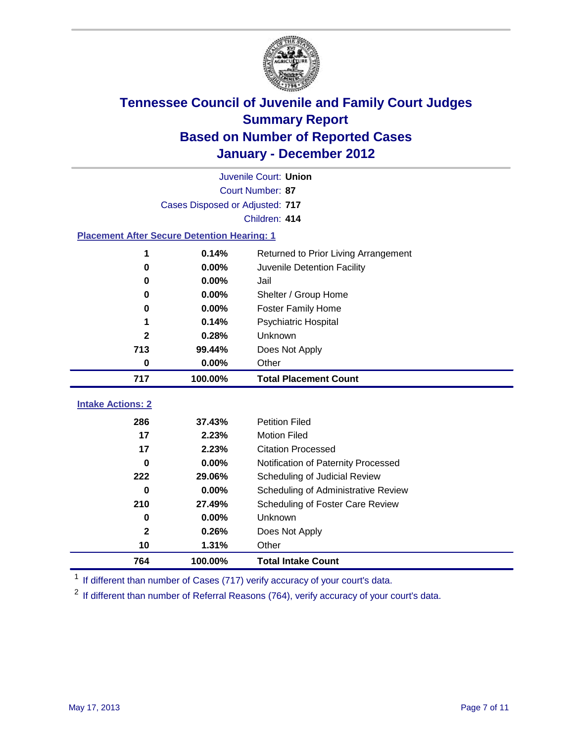# Tennessee Council of Juvenile and Family Court Judges
## Summary Report
## Based on Number of Reported Cases
## January - December 2012

Juvenile Court: **Union**

Court Number: **87**

Cases Disposed or Adjusted: **717**

Children: **414**

### Placement After Secure Detention Hearing: 1

| Count | Percent | Placement |
|---|---|---|
| 1 | 0.14% | Returned to Prior Living Arrangement |
| 0 | 0.00% | Juvenile Detention Facility |
| 0 | 0.00% | Jail |
| 0 | 0.00% | Shelter / Group Home |
| 0 | 0.00% | Foster Family Home |
| 1 | 0.14% | Psychiatric Hospital |
| 2 | 0.28% | Unknown |
| 713 | 99.44% | Does Not Apply |
| 0 | 0.00% | Other |
| **717** | **100.00%** | **Total Placement Count** |

### Intake Actions: 2

| Count | Percent | Intake Action |
|---|---|---|
| 286 | 37.43% | Petition Filed |
| 17 | 2.23% | Motion Filed |
| 17 | 2.23% | Citation Processed |
| 0 | 0.00% | Notification of Paternity Processed |
| 222 | 29.06% | Scheduling of Judicial Review |
| 0 | 0.00% | Scheduling of Administrative Review |
| 210 | 27.49% | Scheduling of Foster Care Review |
| 0 | 0.00% | Unknown |
| 2 | 0.26% | Does Not Apply |
| 10 | 1.31% | Other |
| **764** | **100.00%** | **Total Intake Count** |

[1] If different than number of Cases (717) verify accuracy of your court's data.

[2] If different than number of Referral Reasons (764), verify accuracy of your court's data.

May 17, 2013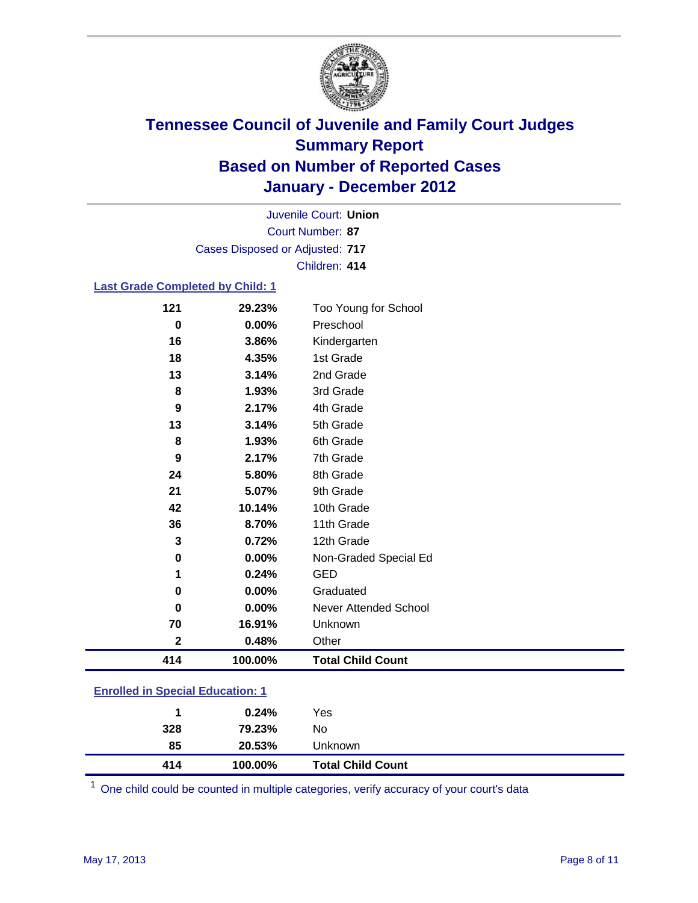# Tennessee Council of Juvenile and Family Court Judges
## Summary Report
## Based on Number of Reported Cases
## January - December 2012

Juvenile Court: **Union**
Court Number: **87**
Cases Disposed or Adjusted: **717**
Children: **414**

### Last Grade Completed by Child: 1

| Count | Percent | Category |
|---|---|---|
| 121 | 29.23% | Too Young for School |
| 0 | 0.00% | Preschool |
| 16 | 3.86% | Kindergarten |
| 18 | 4.35% | 1st Grade |
| 13 | 3.14% | 2nd Grade |
| 8 | 1.93% | 3rd Grade |
| 9 | 2.17% | 4th Grade |
| 13 | 3.14% | 5th Grade |
| 8 | 1.93% | 6th Grade |
| 9 | 2.17% | 7th Grade |
| 24 | 5.80% | 8th Grade |
| 21 | 5.07% | 9th Grade |
| 42 | 10.14% | 10th Grade |
| 36 | 8.70% | 11th Grade |
| 3 | 0.72% | 12th Grade |
| 0 | 0.00% | Non-Graded Special Ed |
| 1 | 0.24% | GED |
| 0 | 0.00% | Graduated |
| 0 | 0.00% | Never Attended School |
| 70 | 16.91% | Unknown |
| 2 | 0.48% | Other |
| **414** | **100.00%** | **Total Child Count** |

### Enrolled in Special Education: 1

| Count | Percent | Category |
|---|---|---|
| 1 | 0.24% | Yes |
| 328 | 79.23% | No |
| 85 | 20.53% | Unknown |
| **414** | **100.00%** | **Total Child Count** |

[1] One child could be counted in multiple categories, verify accuracy of your court's data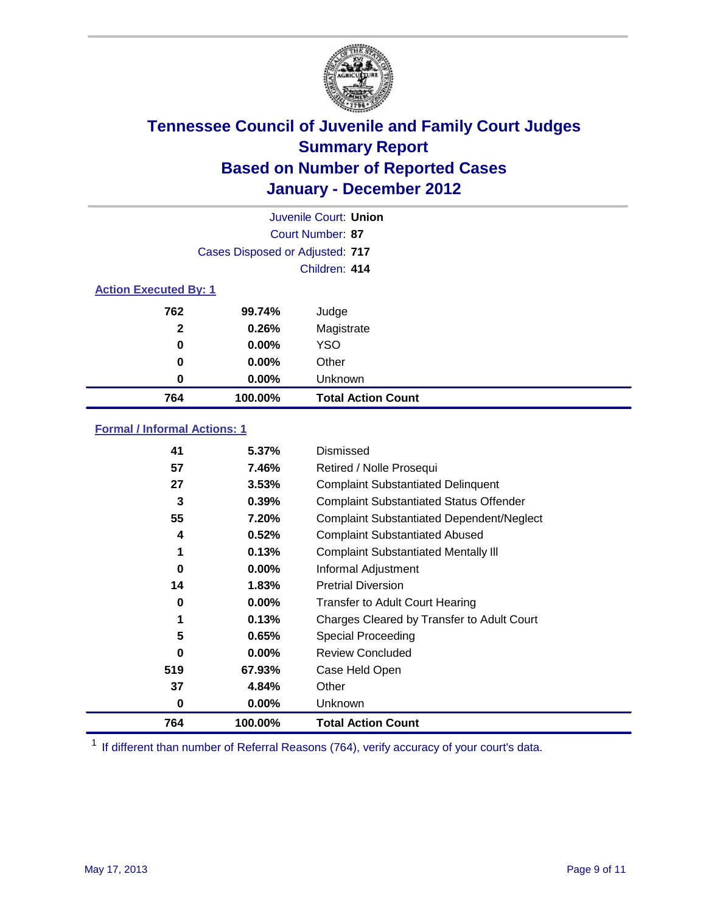# Tennessee Council of Juvenile and Family Court Judges
## Summary Report
## Based on Number of Reported Cases
## January - December 2012

Juvenile Court: **Union**
Court Number: **87**
Cases Disposed or Adjusted: **717**
Children: **414**

### Action Executed By: 1

| | | |
|---|---|---|
| 762 | 99.74% | Judge |
| 2 | 0.26% | Magistrate |
| 0 | 0.00% | YSO |
| 0 | 0.00% | Other |
| 0 | 0.00% | Unknown |
| **764** | **100.00%** | **Total Action Count** |

### Formal / Informal Actions: 1

| | | |
|---|---|---|
| 41 | 5.37% | Dismissed |
| 57 | 7.46% | Retired / Nolle Prosequi |
| 27 | 3.53% | Complaint Substantiated Delinquent |
| 3 | 0.39% | Complaint Substantiated Status Offender |
| 55 | 7.20% | Complaint Substantiated Dependent/Neglect |
| 4 | 0.52% | Complaint Substantiated Abused |
| 1 | 0.13% | Complaint Substantiated Mentally Ill |
| 0 | 0.00% | Informal Adjustment |
| 14 | 1.83% | Pretrial Diversion |
| 0 | 0.00% | Transfer to Adult Court Hearing |
| 1 | 0.13% | Charges Cleared by Transfer to Adult Court |
| 5 | 0.65% | Special Proceeding |
| 0 | 0.00% | Review Concluded |
| 519 | 67.93% | Case Held Open |
| 37 | 4.84% | Other |
| 0 | 0.00% | Unknown |
| **764** | **100.00%** | **Total Action Count** |

[1] If different than number of Referral Reasons (764), verify accuracy of your court's data.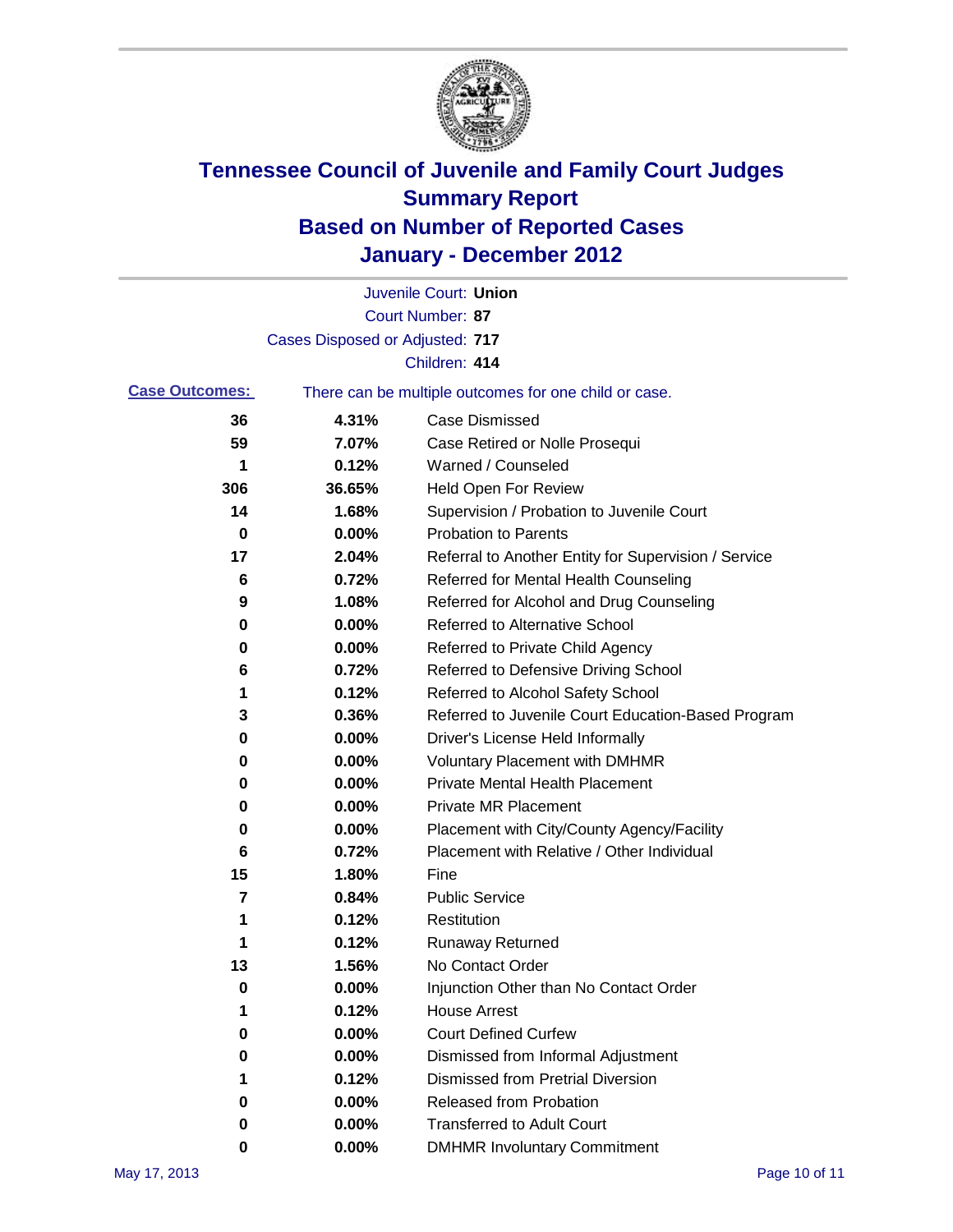# Tennessee Council of Juvenile and Family Court Judges
## Summary Report
## Based on Number of Reported Cases
## January - December 2012

Juvenile Court: **Union**

Court Number: **87**

Cases Disposed or Adjusted: **717**

Children: **414**

**Case Outcomes:** There can be multiple outcomes for one child or case.

| Count | Percent | Outcome |
|---|---|---|
| 36 | 4.31% | Case Dismissed |
| 59 | 7.07% | Case Retired or Nolle Prosequi |
| 1 | 0.12% | Warned / Counseled |
| 306 | 36.65% | Held Open For Review |
| 14 | 1.68% | Supervision / Probation to Juvenile Court |
| 0 | 0.00% | Probation to Parents |
| 17 | 2.04% | Referral to Another Entity for Supervision / Service |
| 6 | 0.72% | Referred for Mental Health Counseling |
| 9 | 1.08% | Referred for Alcohol and Drug Counseling |
| 0 | 0.00% | Referred to Alternative School |
| 0 | 0.00% | Referred to Private Child Agency |
| 6 | 0.72% | Referred to Defensive Driving School |
| 1 | 0.12% | Referred to Alcohol Safety School |
| 3 | 0.36% | Referred to Juvenile Court Education-Based Program |
| 0 | 0.00% | Driver's License Held Informally |
| 0 | 0.00% | Voluntary Placement with DMHMR |
| 0 | 0.00% | Private Mental Health Placement |
| 0 | 0.00% | Private MR Placement |
| 0 | 0.00% | Placement with City/County Agency/Facility |
| 6 | 0.72% | Placement with Relative / Other Individual |
| 15 | 1.80% | Fine |
| 7 | 0.84% | Public Service |
| 1 | 0.12% | Restitution |
| 1 | 0.12% | Runaway Returned |
| 13 | 1.56% | No Contact Order |
| 0 | 0.00% | Injunction Other than No Contact Order |
| 1 | 0.12% | House Arrest |
| 0 | 0.00% | Court Defined Curfew |
| 0 | 0.00% | Dismissed from Informal Adjustment |
| 1 | 0.12% | Dismissed from Pretrial Diversion |
| 0 | 0.00% | Released from Probation |
| 0 | 0.00% | Transferred to Adult Court |
| 0 | 0.00% | DMHMR Involuntary Commitment |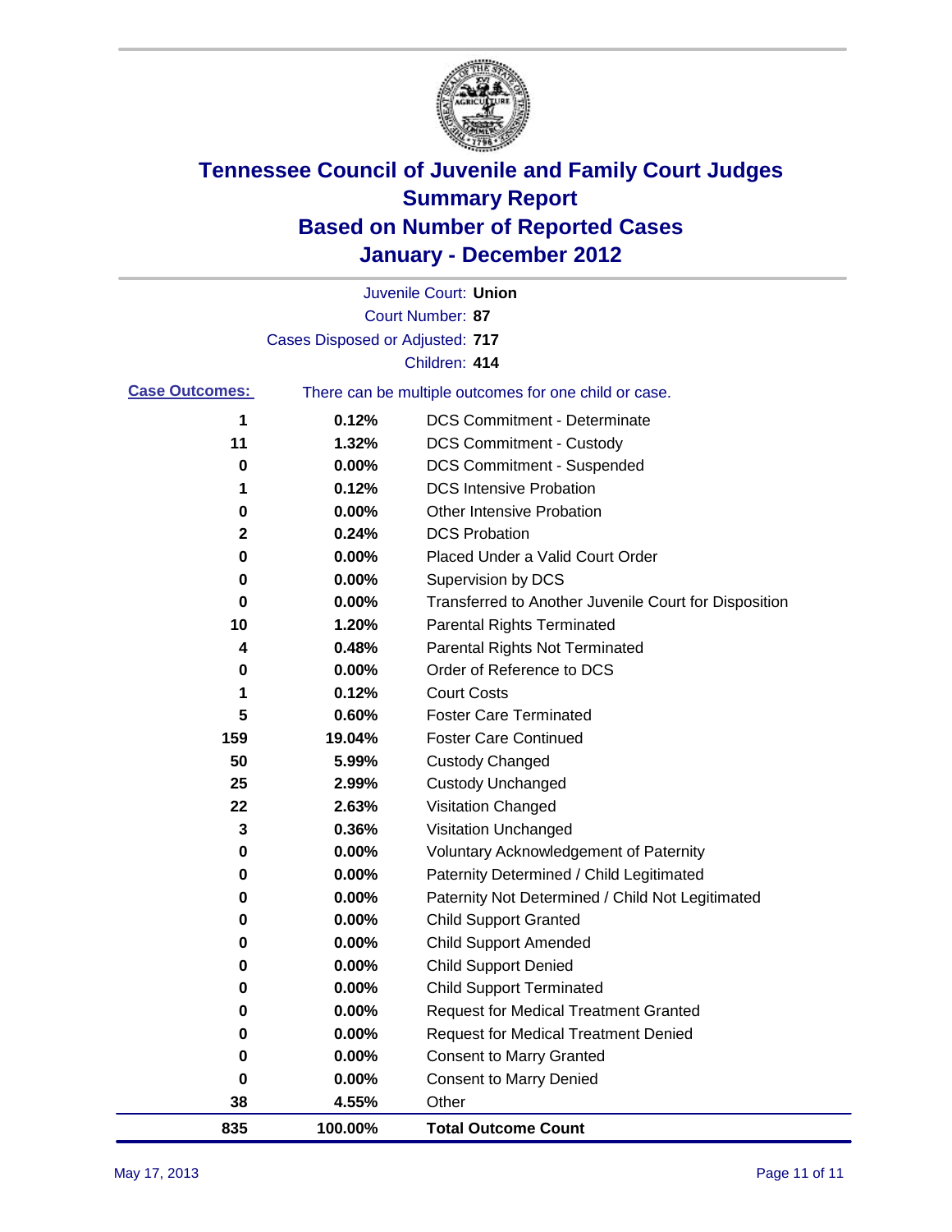# Tennessee Council of Juvenile and Family Court Judges
## Summary Report
## Based on Number of Reported Cases
## January - December 2012

Juvenile Court: **Union**

Court Number: **87**

Cases Disposed or Adjusted: **717**

Children: **414**

**Case Outcomes:** There can be multiple outcomes for one child or case.

| | | |
|---|---|---|
| 1 | 0.12% | DCS Commitment - Determinate |
| 11 | 1.32% | DCS Commitment - Custody |
| 0 | 0.00% | DCS Commitment - Suspended |
| 1 | 0.12% | DCS Intensive Probation |
| 0 | 0.00% | Other Intensive Probation |
| 2 | 0.24% | DCS Probation |
| 0 | 0.00% | Placed Under a Valid Court Order |
| 0 | 0.00% | Supervision by DCS |
| 0 | 0.00% | Transferred to Another Juvenile Court for Disposition |
| 10 | 1.20% | Parental Rights Terminated |
| 4 | 0.48% | Parental Rights Not Terminated |
| 0 | 0.00% | Order of Reference to DCS |
| 1 | 0.12% | Court Costs |
| 5 | 0.60% | Foster Care Terminated |
| 159 | 19.04% | Foster Care Continued |
| 50 | 5.99% | Custody Changed |
| 25 | 2.99% | Custody Unchanged |
| 22 | 2.63% | Visitation Changed |
| 3 | 0.36% | Visitation Unchanged |
| 0 | 0.00% | Voluntary Acknowledgement of Paternity |
| 0 | 0.00% | Paternity Determined / Child Legitimated |
| 0 | 0.00% | Paternity Not Determined / Child Not Legitimated |
| 0 | 0.00% | Child Support Granted |
| 0 | 0.00% | Child Support Amended |
| 0 | 0.00% | Child Support Denied |
| 0 | 0.00% | Child Support Terminated |
| 0 | 0.00% | Request for Medical Treatment Granted |
| 0 | 0.00% | Request for Medical Treatment Denied |
| 0 | 0.00% | Consent to Marry Granted |
| 0 | 0.00% | Consent to Marry Denied |
| 38 | 4.55% | Other |
| **835** | **100.00%** | **Total Outcome Count** |

May 17, 2013